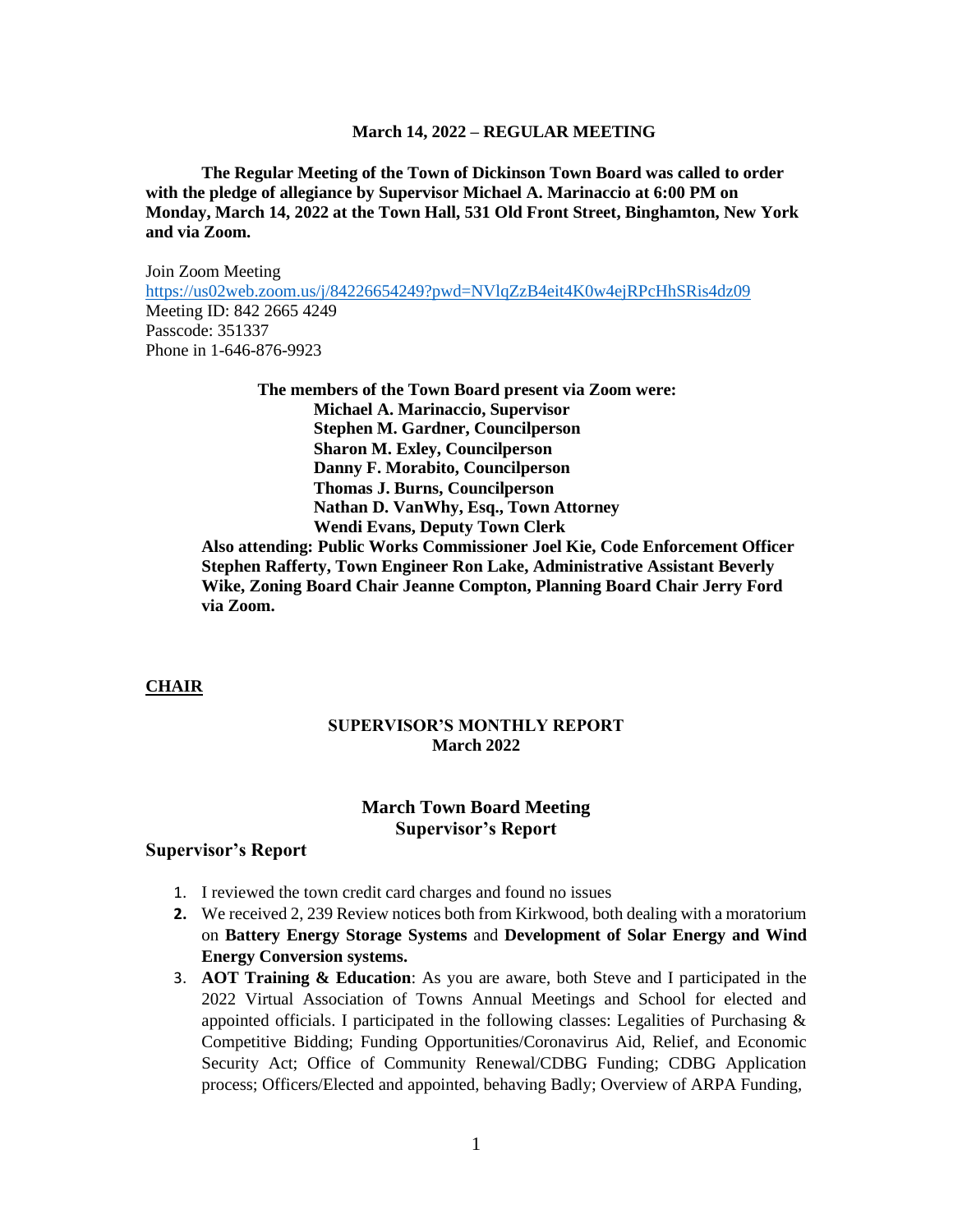**March 14, 2022 – REGULAR MEETING**

**The Regular Meeting of the Town of Dickinson Town Board was called to order with the pledge of allegiance by Supervisor Michael A. Marinaccio at 6:00 PM on Monday, March 14, 2022 at the Town Hall, 531 Old Front Street, Binghamton, New York and via Zoom.**

Join Zoom Meeting
https://us02web.zoom.us/j/84226654249?pwd=NVlqZzB4eit4K0w4ejRPcHhSRis4dz09
Meeting ID: 842 2665 4249
Passcode: 351337
Phone in 1-646-876-9923

**The members of the Town Board present via Zoom were:**
**Michael A. Marinaccio, Supervisor**
**Stephen M. Gardner, Councilperson**
**Sharon M. Exley, Councilperson**
**Danny F. Morabito, Councilperson**
**Thomas J. Burns, Councilperson**
**Nathan D. VanWhy, Esq., Town Attorney**
**Wendi Evans, Deputy Town Clerk**

**Also attending: Public Works Commissioner Joel Kie, Code Enforcement Officer Stephen Rafferty, Town Engineer Ron Lake, Administrative Assistant Beverly Wike, Zoning Board Chair Jeanne Compton, Planning Board Chair Jerry Ford via Zoom.**

**CHAIR**

**SUPERVISOR'S MONTHLY REPORT**
**March 2022**

## March Town Board Meeting
## Supervisor's Report

### Supervisor's Report

1. I reviewed the town credit card charges and found no issues
2. We received 2, 239 Review notices both from Kirkwood, both dealing with a moratorium on **Battery Energy Storage Systems** and **Development of Solar Energy and Wind Energy Conversion systems.**
3. **AOT Training & Education**: As you are aware, both Steve and I participated in the 2022 Virtual Association of Towns Annual Meetings and School for elected and appointed officials. I participated in the following classes: Legalities of Purchasing & Competitive Bidding; Funding Opportunities/Coronavirus Aid, Relief, and Economic Security Act; Office of Community Renewal/CDBG Funding; CDBG Application process; Officers/Elected and appointed, behaving Badly; Overview of ARPA Funding,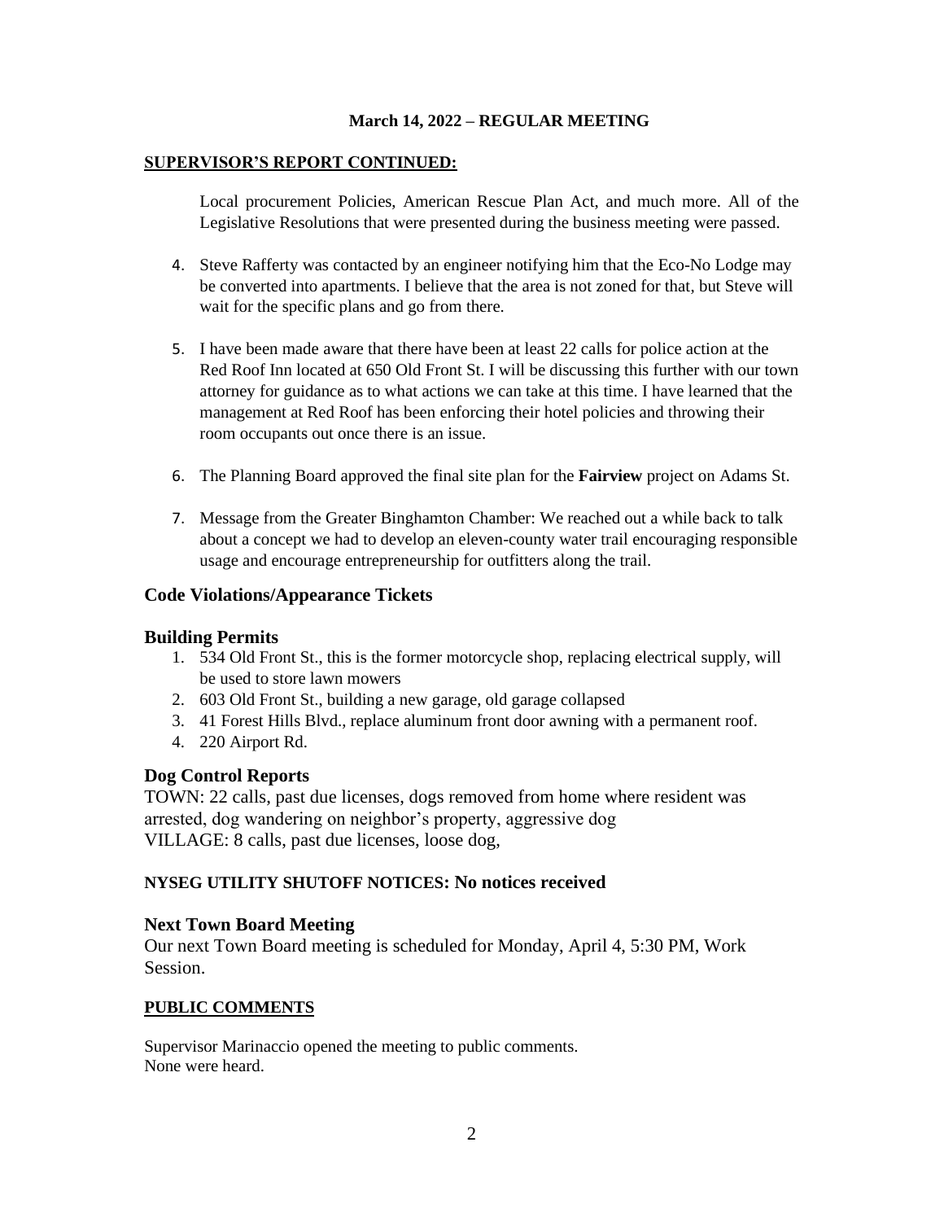**March 14, 2022 – REGULAR MEETING**

**SUPERVISOR'S REPORT CONTINUED:**

Local procurement Policies, American Rescue Plan Act, and much more. All of the Legislative Resolutions that were presented during the business meeting were passed.

4. Steve Rafferty was contacted by an engineer notifying him that the Eco-No Lodge may be converted into apartments. I believe that the area is not zoned for that, but Steve will wait for the specific plans and go from there.

5. I have been made aware that there have been at least 22 calls for police action at the Red Roof Inn located at 650 Old Front St. I will be discussing this further with our town attorney for guidance as to what actions we can take at this time. I have learned that the management at Red Roof has been enforcing their hotel policies and throwing their room occupants out once there is an issue.

6. The Planning Board approved the final site plan for the **Fairview** project on Adams St.

7. Message from the Greater Binghamton Chamber: We reached out a while back to talk about a concept we had to develop an eleven-county water trail encouraging responsible usage and encourage entrepreneurship for outfitters along the trail.

### Code Violations/Appearance Tickets

### Building Permits

1. 534 Old Front St., this is the former motorcycle shop, replacing electrical supply, will be used to store lawn mowers
2. 603 Old Front St., building a new garage, old garage collapsed
3. 41 Forest Hills Blvd., replace aluminum front door awning with a permanent roof.
4. 220 Airport Rd.

### Dog Control Reports

TOWN: 22 calls, past due licenses, dogs removed from home where resident was arrested, dog wandering on neighbor's property, aggressive dog
VILLAGE: 8 calls, past due licenses, loose dog,

**NYSEG UTILITY SHUTOFF NOTICES: No notices received**

### Next Town Board Meeting

Our next Town Board meeting is scheduled for Monday, April 4, 5:30 PM, Work Session.

**PUBLIC COMMENTS**

Supervisor Marinaccio opened the meeting to public comments.
None were heard.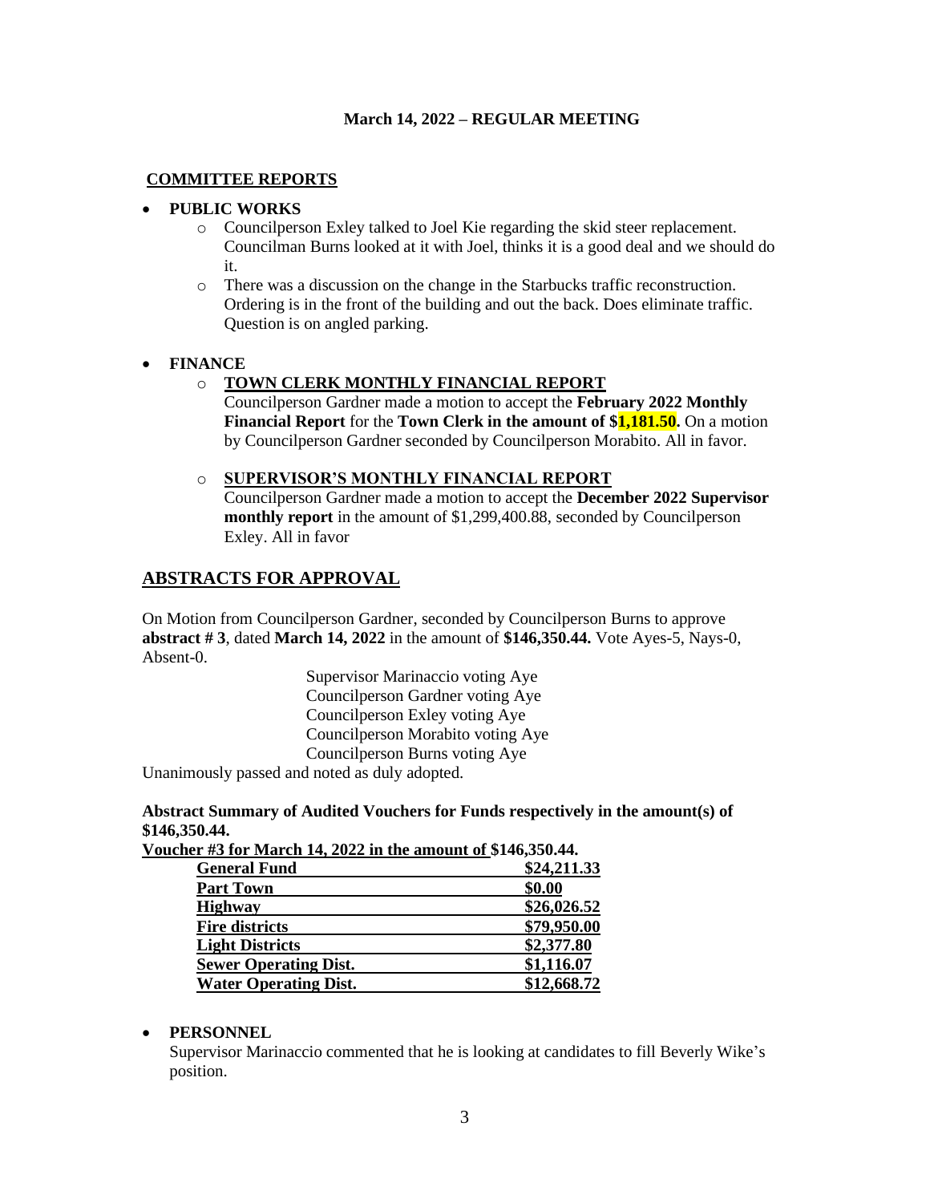**March 14, 2022 – REGULAR MEETING**

**COMMITTEE REPORTS**

- **PUBLIC WORKS**
  - Councilperson Exley talked to Joel Kie regarding the skid steer replacement. Councilman Burns looked at it with Joel, thinks it is a good deal and we should do it.
  - There was a discussion on the change in the Starbucks traffic reconstruction. Ordering is in the front of the building and out the back. Does eliminate traffic. Question is on angled parking.

- **FINANCE**
  - **TOWN CLERK MONTHLY FINANCIAL REPORT**
    Councilperson Gardner made a motion to accept the **February 2022 Monthly Financial Report** for the **Town Clerk in the amount of $1,181.50.** On a motion by Councilperson Gardner seconded by Councilperson Morabito. All in favor.
  - **SUPERVISOR'S MONTHLY FINANCIAL REPORT**
    Councilperson Gardner made a motion to accept the **December 2022 Supervisor monthly report** in the amount of $1,299,400.88, seconded by Councilperson Exley. All in favor

## ABSTRACTS FOR APPROVAL

On Motion from Councilperson Gardner, seconded by Councilperson Burns to approve **abstract # 3**, dated **March 14, 2022** in the amount of **$146,350.44.** Vote Ayes-5, Nays-0, Absent-0.

Supervisor Marinaccio voting Aye
Councilperson Gardner voting Aye
Councilperson Exley voting Aye
Councilperson Morabito voting Aye
Councilperson Burns voting Aye

Unanimously passed and noted as duly adopted.

**Abstract Summary of Audited Vouchers for Funds respectively in the amount(s) of $146,350.44.**

**Voucher #3 for March 14, 2022 in the amount of $146,350.44.**

| Fund | Amount |
|---|---|
| **General Fund** | **$24,211.33** |
| **Part Town** | **$0.00** |
| **Highway** | **$26,026.52** |
| **Fire districts** | **$79,950.00** |
| **Light Districts** | **$2,377.80** |
| **Sewer Operating Dist.** | **$1,116.07** |
| **Water Operating Dist.** | **$12,668.72** |

- **PERSONNEL**
  Supervisor Marinaccio commented that he is looking at candidates to fill Beverly Wike's position.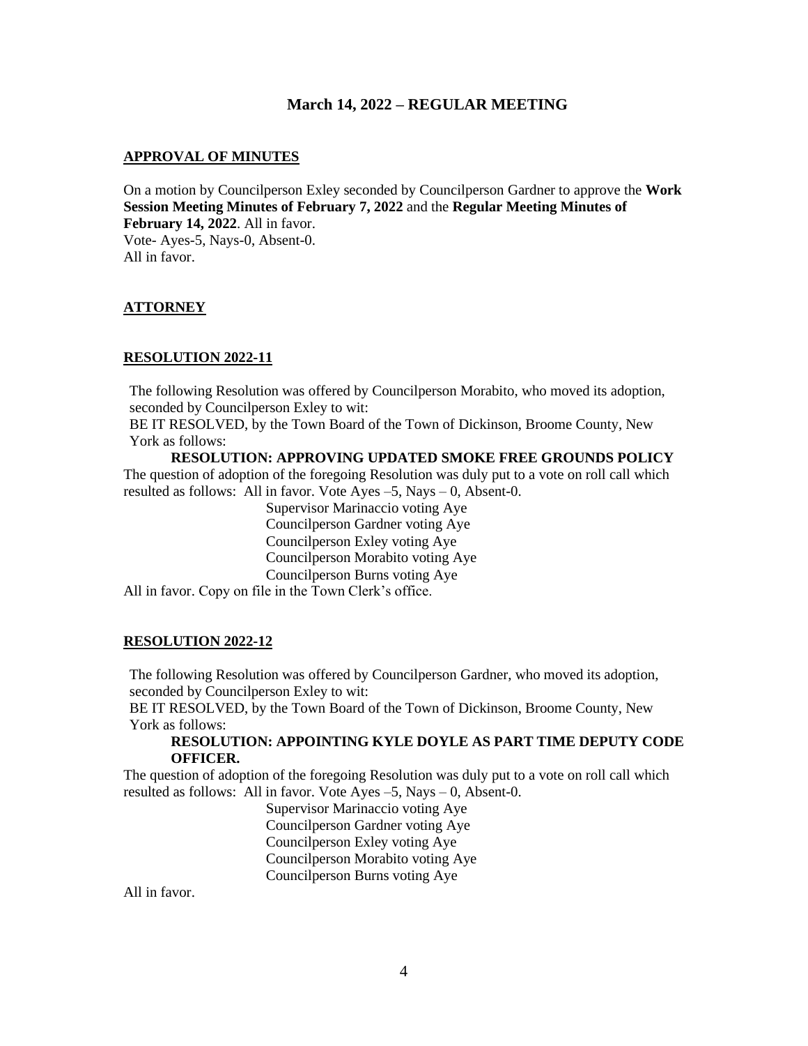## March 14, 2022 – REGULAR MEETING

**APPROVAL OF MINUTES**

On a motion by Councilperson Exley seconded by Councilperson Gardner to approve the **Work Session Meeting Minutes of February 7, 2022** and the **Regular Meeting Minutes of February 14, 2022**. All in favor.
Vote- Ayes-5, Nays-0, Absent-0.
All in favor.

**ATTORNEY**

**RESOLUTION 2022-11**

The following Resolution was offered by Councilperson Morabito, who moved its adoption, seconded by Councilperson Exley to wit:
BE IT RESOLVED, by the Town Board of the Town of Dickinson, Broome County, New York as follows:

**RESOLUTION: APPROVING UPDATED SMOKE FREE GROUNDS POLICY**

The question of adoption of the foregoing Resolution was duly put to a vote on roll call which resulted as follows: All in favor. Vote Ayes –5, Nays – 0, Absent-0.

Supervisor Marinaccio voting Aye
Councilperson Gardner voting Aye
Councilperson Exley voting Aye
Councilperson Morabito voting Aye
Councilperson Burns voting Aye

All in favor. Copy on file in the Town Clerk's office.

**RESOLUTION 2022-12**

The following Resolution was offered by Councilperson Gardner, who moved its adoption, seconded by Councilperson Exley to wit:
BE IT RESOLVED, by the Town Board of the Town of Dickinson, Broome County, New York as follows:

**RESOLUTION: APPOINTING KYLE DOYLE AS PART TIME DEPUTY CODE OFFICER.**

The question of adoption of the foregoing Resolution was duly put to a vote on roll call which resulted as follows: All in favor. Vote Ayes –5, Nays – 0, Absent-0.

Supervisor Marinaccio voting Aye
Councilperson Gardner voting Aye
Councilperson Exley voting Aye
Councilperson Morabito voting Aye
Councilperson Burns voting Aye

All in favor.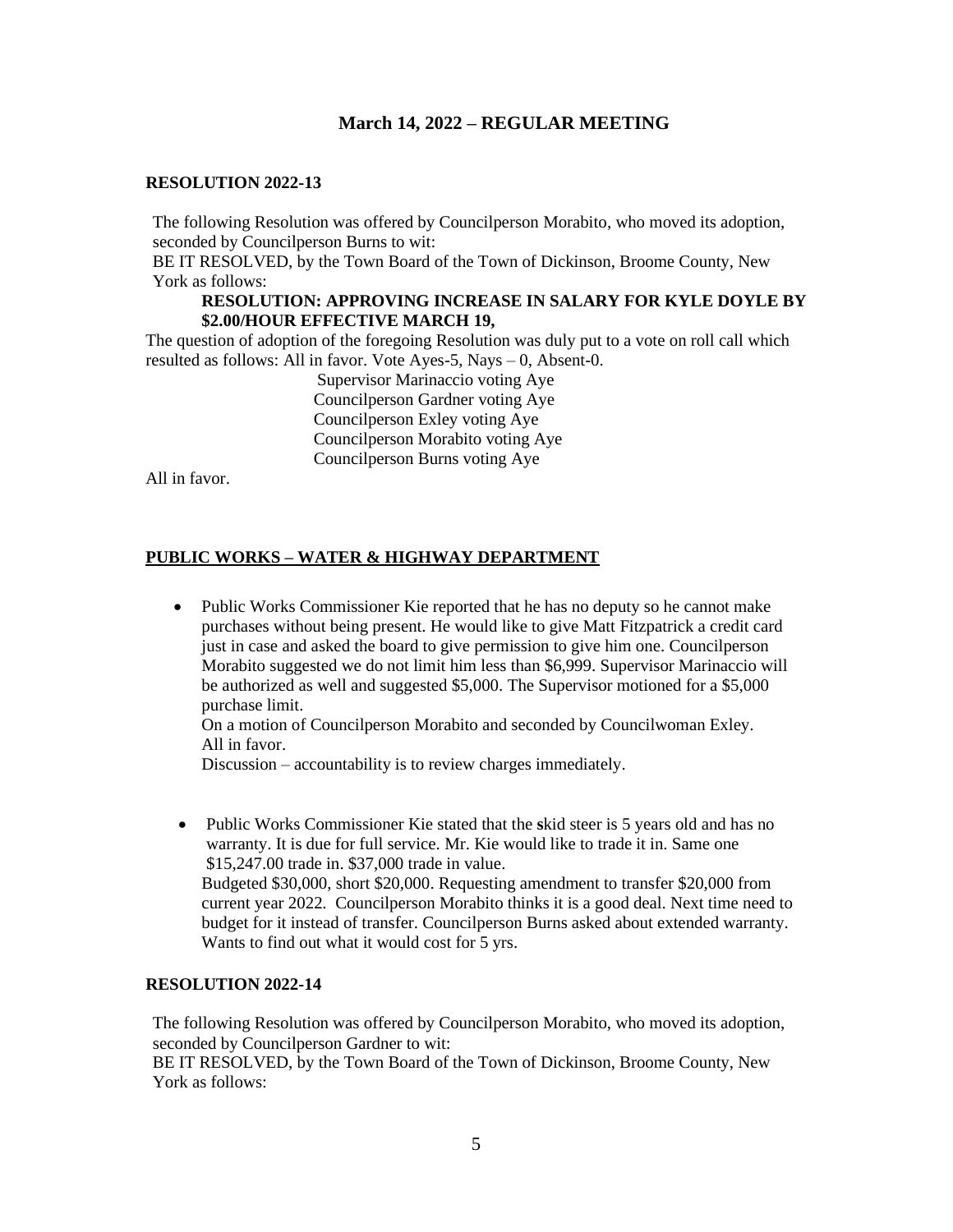## March 14, 2022 – REGULAR MEETING

**RESOLUTION 2022-13**

The following Resolution was offered by Councilperson Morabito, who moved its adoption, seconded by Councilperson Burns to wit:
BE IT RESOLVED, by the Town Board of the Town of Dickinson, Broome County, New York as follows:

**RESOLUTION: APPROVING INCREASE IN SALARY FOR KYLE DOYLE BY $2.00/HOUR EFFECTIVE MARCH 19,**

The question of adoption of the foregoing Resolution was duly put to a vote on roll call which resulted as follows: All in favor. Vote Ayes-5, Nays – 0, Absent-0.

Supervisor Marinaccio voting Aye
Councilperson Gardner voting Aye
Councilperson Exley voting Aye
Councilperson Morabito voting Aye
Councilperson Burns voting Aye

All in favor.

**PUBLIC WORKS – WATER & HIGHWAY DEPARTMENT**

- Public Works Commissioner Kie reported that he has no deputy so he cannot make purchases without being present. He would like to give Matt Fitzpatrick a credit card just in case and asked the board to give permission to give him one. Councilperson Morabito suggested we do not limit him less than $6,999. Supervisor Marinaccio will be authorized as well and suggested $5,000. The Supervisor motioned for a $5,000 purchase limit.
  On a motion of Councilperson Morabito and seconded by Councilwoman Exley. All in favor.
  Discussion – accountability is to review charges immediately.

- Public Works Commissioner Kie stated that the skid steer is 5 years old and has no warranty. It is due for full service. Mr. Kie would like to trade it in. Same one $15,247.00 trade in. $37,000 trade in value.
  Budgeted $30,000, short $20,000. Requesting amendment to transfer $20,000 from current year 2022. Councilperson Morabito thinks it is a good deal. Next time need to budget for it instead of transfer. Councilperson Burns asked about extended warranty. Wants to find out what it would cost for 5 yrs.

**RESOLUTION 2022-14**

The following Resolution was offered by Councilperson Morabito, who moved its adoption, seconded by Councilperson Gardner to wit:
BE IT RESOLVED, by the Town Board of the Town of Dickinson, Broome County, New York as follows: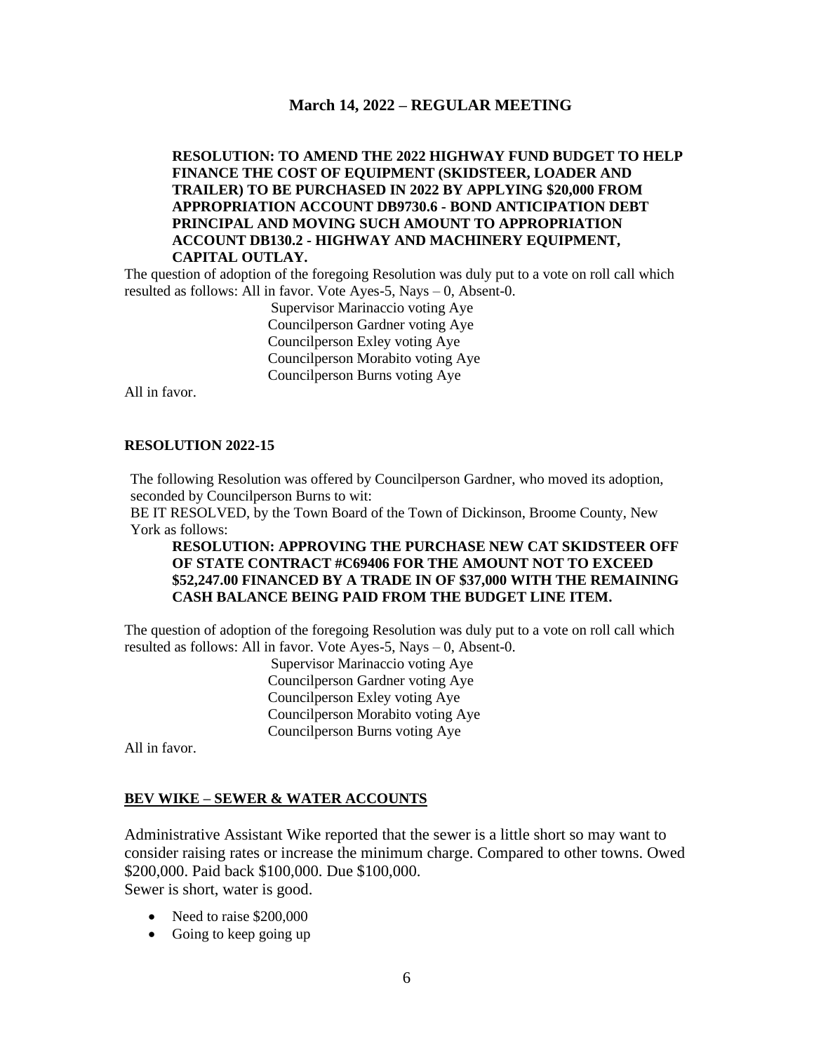**March 14, 2022 – REGULAR MEETING**

**RESOLUTION: TO AMEND THE 2022 HIGHWAY FUND BUDGET TO HELP FINANCE THE COST OF EQUIPMENT (SKIDSTEER, LOADER AND TRAILER) TO BE PURCHASED IN 2022 BY APPLYING $20,000 FROM APPROPRIATION ACCOUNT DB9730.6 - BOND ANTICIPATION DEBT PRINCIPAL AND MOVING SUCH AMOUNT TO APPROPRIATION ACCOUNT DB130.2 - HIGHWAY AND MACHINERY EQUIPMENT, CAPITAL OUTLAY.**

The question of adoption of the foregoing Resolution was duly put to a vote on roll call which resulted as follows: All in favor. Vote Ayes-5, Nays – 0, Absent-0.

Supervisor Marinaccio voting Aye
Councilperson Gardner voting Aye
Councilperson Exley voting Aye
Councilperson Morabito voting Aye
Councilperson Burns voting Aye

All in favor.

**RESOLUTION 2022-15**

The following Resolution was offered by Councilperson Gardner, who moved its adoption, seconded by Councilperson Burns to wit:

BE IT RESOLVED, by the Town Board of the Town of Dickinson, Broome County, New York as follows:

**RESOLUTION: APPROVING THE PURCHASE NEW CAT SKIDSTEER OFF OF STATE CONTRACT #C69406 FOR THE AMOUNT NOT TO EXCEED $52,247.00 FINANCED BY A TRADE IN OF $37,000 WITH THE REMAINING CASH BALANCE BEING PAID FROM THE BUDGET LINE ITEM.**

The question of adoption of the foregoing Resolution was duly put to a vote on roll call which resulted as follows: All in favor. Vote Ayes-5, Nays – 0, Absent-0.

Supervisor Marinaccio voting Aye
Councilperson Gardner voting Aye
Councilperson Exley voting Aye
Councilperson Morabito voting Aye
Councilperson Burns voting Aye

All in favor.

**BEV WIKE – SEWER & WATER ACCOUNTS**

Administrative Assistant Wike reported that the sewer is a little short so may want to consider raising rates or increase the minimum charge. Compared to other towns. Owed $200,000. Paid back $100,000. Due $100,000.
Sewer is short, water is good.

- Need to raise $200,000
- Going to keep going up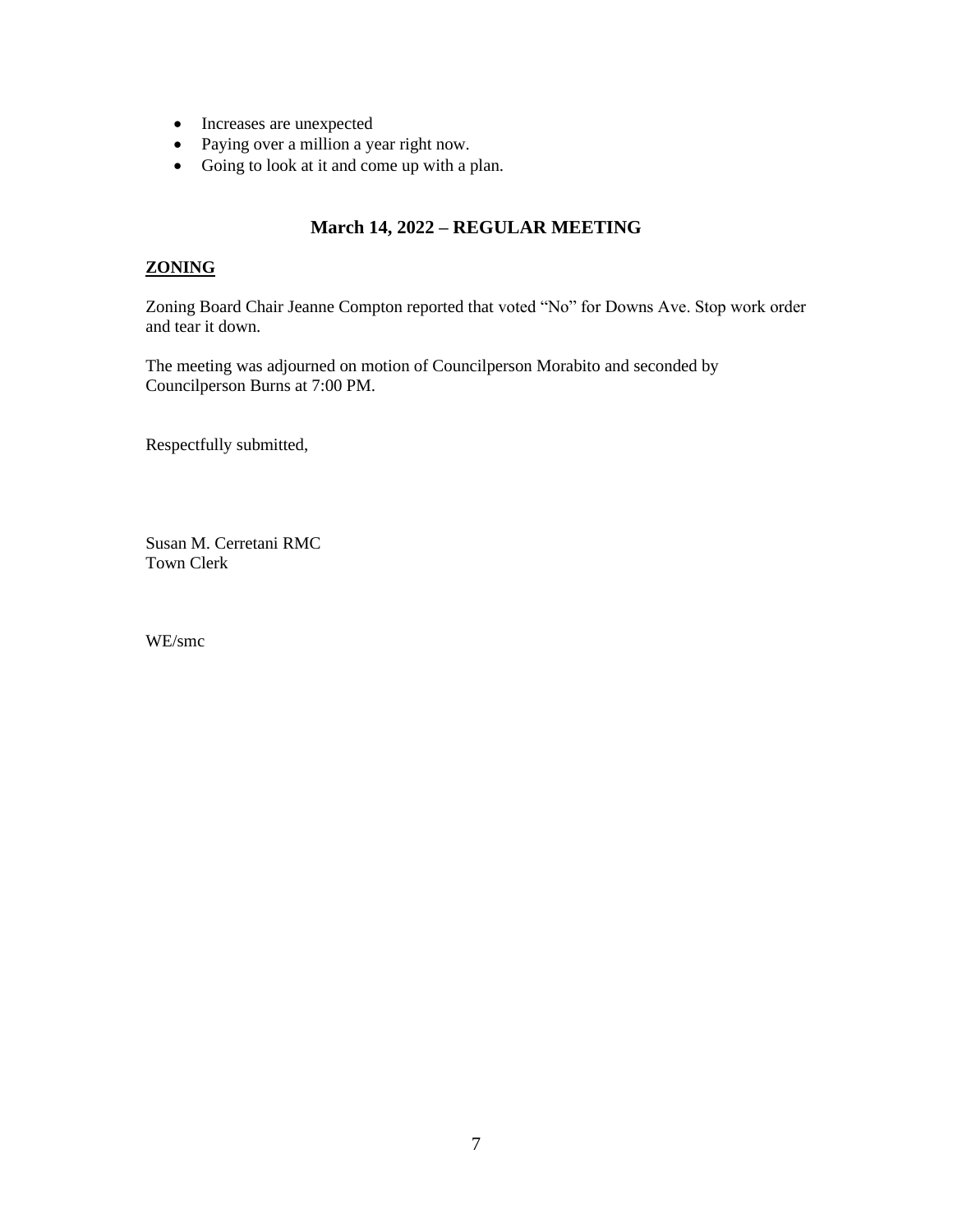- Increases are unexpected
- Paying over a million a year right now.
- Going to look at it and come up with a plan.

## March 14, 2022 – REGULAR MEETING

**ZONING**

Zoning Board Chair Jeanne Compton reported that voted "No" for Downs Ave. Stop work order and tear it down.

The meeting was adjourned on motion of Councilperson Morabito and seconded by Councilperson Burns at 7:00 PM.

Respectfully submitted,

Susan M. Cerretani RMC
Town Clerk

WE/smc